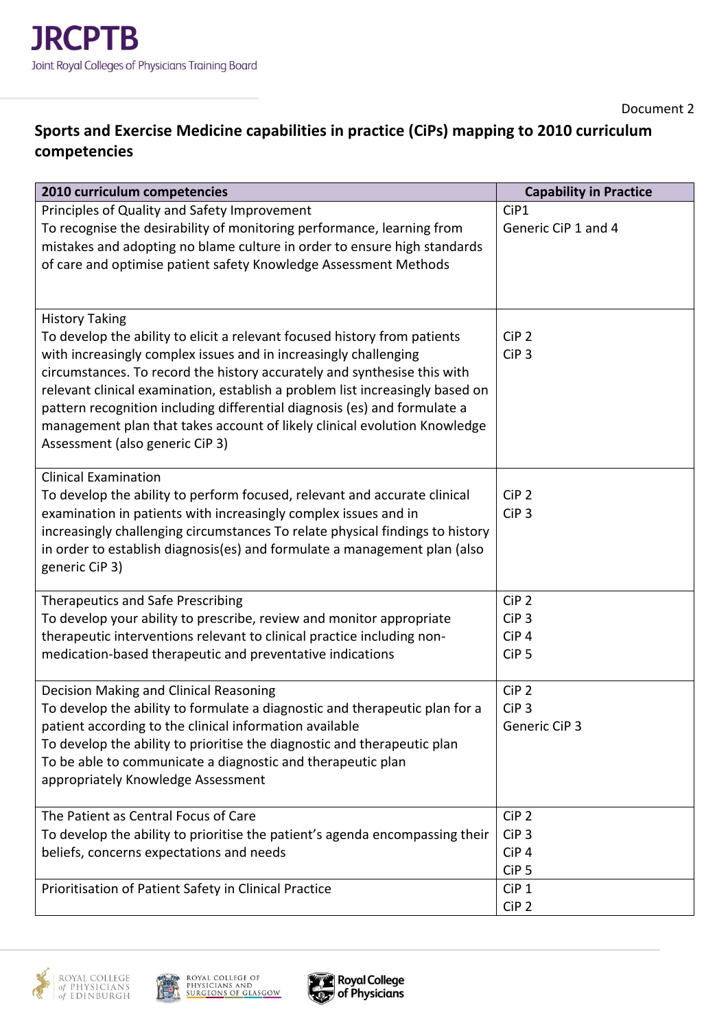JRCPTB
Joint Royal Colleges of Physicians Training Board

Document 2

## Sports and Exercise Medicine capabilities in practice (CiPs) mapping to 2010 curriculum competencies

| 2010 curriculum competencies | Capability in Practice |
|---|---|
| Principles of Quality and Safety Improvement<br>To recognise the desirability of monitoring performance, learning from mistakes and adopting no blame culture in order to ensure high standards of care and optimise patient safety Knowledge Assessment Methods | CiP1<br>Generic CiP 1 and 4 |
| History Taking<br>To develop the ability to elicit a relevant focused history from patients with increasingly complex issues and in increasingly challenging circumstances. To record the history accurately and synthesise this with relevant clinical examination, establish a problem list increasingly based on pattern recognition including differential diagnosis (es) and formulate a management plan that takes account of likely clinical evolution Knowledge Assessment (also generic CiP 3) | CiP 2<br>CiP 3 |
| Clinical Examination<br>To develop the ability to perform focused, relevant and accurate clinical examination in patients with increasingly complex issues and in increasingly challenging circumstances To relate physical findings to history in order to establish diagnosis(es) and formulate a management plan (also generic CiP 3) | CiP 2<br>CiP 3 |
| Therapeutics and Safe Prescribing<br>To develop your ability to prescribe, review and monitor appropriate therapeutic interventions relevant to clinical practice including non-medication-based therapeutic and preventative indications | CiP 2<br>CiP 3<br>CiP 4<br>CiP 5 |
| Decision Making and Clinical Reasoning<br>To develop the ability to formulate a diagnostic and therapeutic plan for a patient according to the clinical information available<br>To develop the ability to prioritise the diagnostic and therapeutic plan<br>To be able to communicate a diagnostic and therapeutic plan appropriately Knowledge Assessment | CiP 2<br>CiP 3<br>Generic CiP 3 |
| The Patient as Central Focus of Care<br>To develop the ability to prioritise the patient's agenda encompassing their beliefs, concerns expectations and needs | CiP 2<br>CiP 3<br>CiP 4<br>CiP 5 |
| Prioritisation of Patient Safety in Clinical Practice | CiP 1<br>CiP 2 |

Royal College of Physicians of Edinburgh · Royal College of Physicians and Surgeons of Glasgow · Royal College of Physicians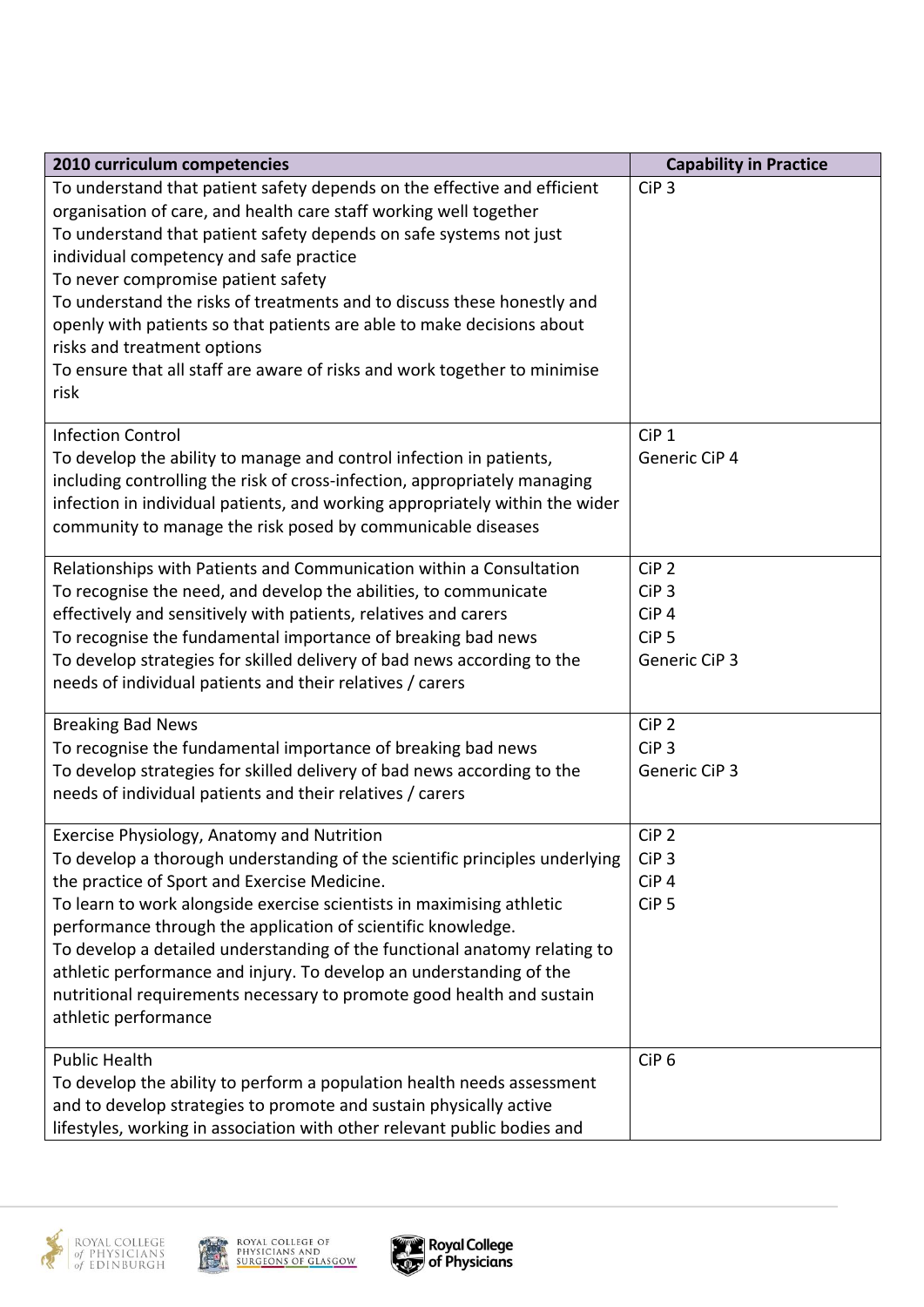| 2010 curriculum competencies | Capability in Practice |
|---|---|
| To understand that patient safety depends on the effective and efficient organisation of care, and health care staff working well together<br>To understand that patient safety depends on safe systems not just individual competency and safe practice<br>To never compromise patient safety<br>To understand the risks of treatments and to discuss these honestly and openly with patients so that patients are able to make decisions about risks and treatment options<br>To ensure that all staff are aware of risks and work together to minimise risk | CiP 3 |
| Infection Control<br>To develop the ability to manage and control infection in patients, including controlling the risk of cross-infection, appropriately managing infection in individual patients, and working appropriately within the wider community to manage the risk posed by communicable diseases | CiP 1<br>Generic CiP 4 |
| Relationships with Patients and Communication within a Consultation<br>To recognise the need, and develop the abilities, to communicate effectively and sensitively with patients, relatives and carers<br>To recognise the fundamental importance of breaking bad news<br>To develop strategies for skilled delivery of bad news according to the needs of individual patients and their relatives / carers | CiP 2<br>CiP 3<br>CiP 4<br>CiP 5<br>Generic CiP 3 |
| Breaking Bad News<br>To recognise the fundamental importance of breaking bad news<br>To develop strategies for skilled delivery of bad news according to the needs of individual patients and their relatives / carers | CiP 2<br>CiP 3<br>Generic CiP 3 |
| Exercise Physiology, Anatomy and Nutrition<br>To develop a thorough understanding of the scientific principles underlying the practice of Sport and Exercise Medicine.<br>To learn to work alongside exercise scientists in maximising athletic performance through the application of scientific knowledge.<br>To develop a detailed understanding of the functional anatomy relating to athletic performance and injury. To develop an understanding of the nutritional requirements necessary to promote good health and sustain athletic performance | CiP 2<br>CiP 3<br>CiP 4<br>CiP 5 |
| Public Health<br>To develop the ability to perform a population health needs assessment and to develop strategies to promote and sustain physically active lifestyles, working in association with other relevant public bodies and | CiP 6 |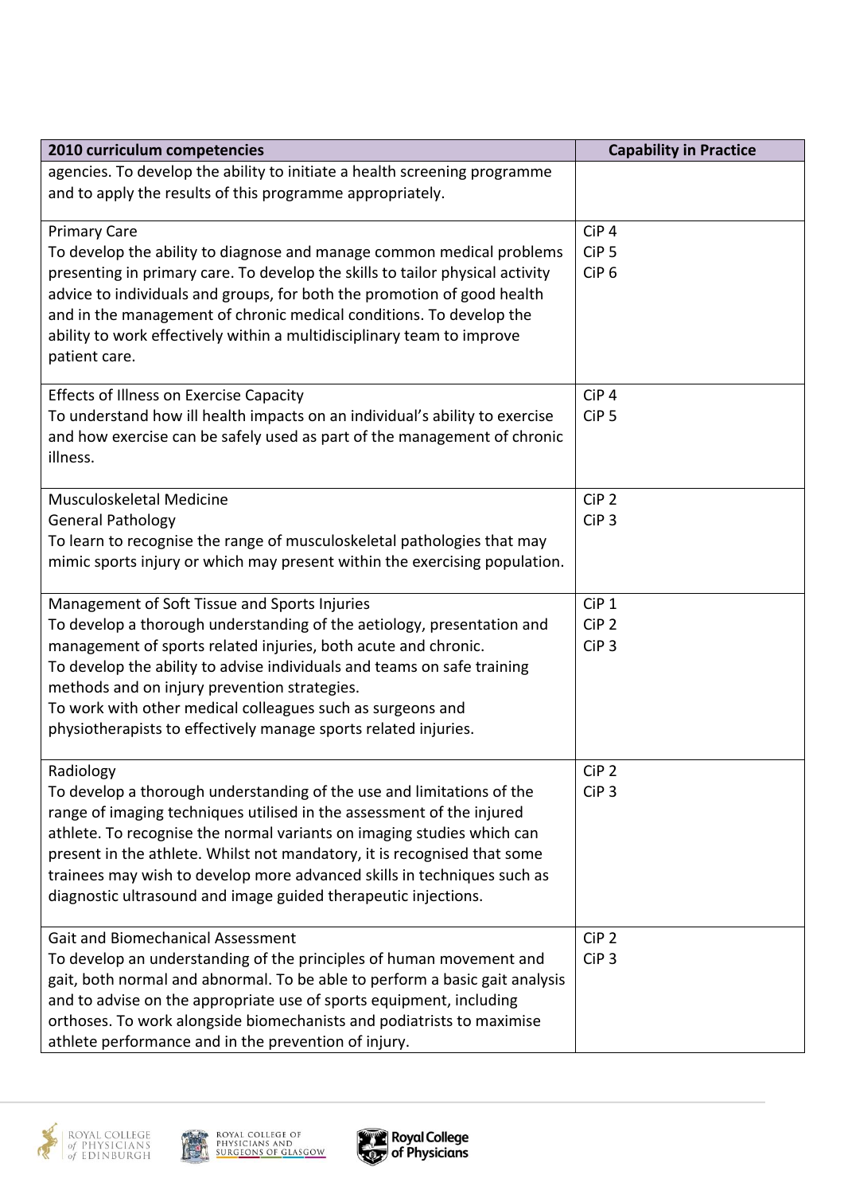| 2010 curriculum competencies | Capability in Practice |
|---|---|
| agencies. To develop the ability to initiate a health screening programme and to apply the results of this programme appropriately. | |
| Primary Care<br>To develop the ability to diagnose and manage common medical problems presenting in primary care. To develop the skills to tailor physical activity advice to individuals and groups, for both the promotion of good health and in the management of chronic medical conditions. To develop the ability to work effectively within a multidisciplinary team to improve patient care. | CiP 4<br>CiP 5<br>CiP 6 |
| Effects of Illness on Exercise Capacity<br>To understand how ill health impacts on an individual's ability to exercise and how exercise can be safely used as part of the management of chronic illness. | CiP 4<br>CiP 5 |
| Musculoskeletal Medicine<br>General Pathology<br>To learn to recognise the range of musculoskeletal pathologies that may mimic sports injury or which may present within the exercising population. | CiP 2<br>CiP 3 |
| Management of Soft Tissue and Sports Injuries<br>To develop a thorough understanding of the aetiology, presentation and management of sports related injuries, both acute and chronic.<br>To develop the ability to advise individuals and teams on safe training methods and on injury prevention strategies.<br>To work with other medical colleagues such as surgeons and physiotherapists to effectively manage sports related injuries. | CiP 1<br>CiP 2<br>CiP 3 |
| Radiology<br>To develop a thorough understanding of the use and limitations of the range of imaging techniques utilised in the assessment of the injured athlete. To recognise the normal variants on imaging studies which can present in the athlete. Whilst not mandatory, it is recognised that some trainees may wish to develop more advanced skills in techniques such as diagnostic ultrasound and image guided therapeutic injections. | CiP 2<br>CiP 3 |
| Gait and Biomechanical Assessment<br>To develop an understanding of the principles of human movement and gait, both normal and abnormal. To be able to perform a basic gait analysis and to advise on the appropriate use of sports equipment, including orthoses. To work alongside biomechanists and podiatrists to maximise athlete performance and in the prevention of injury. | CiP 2<br>CiP 3 |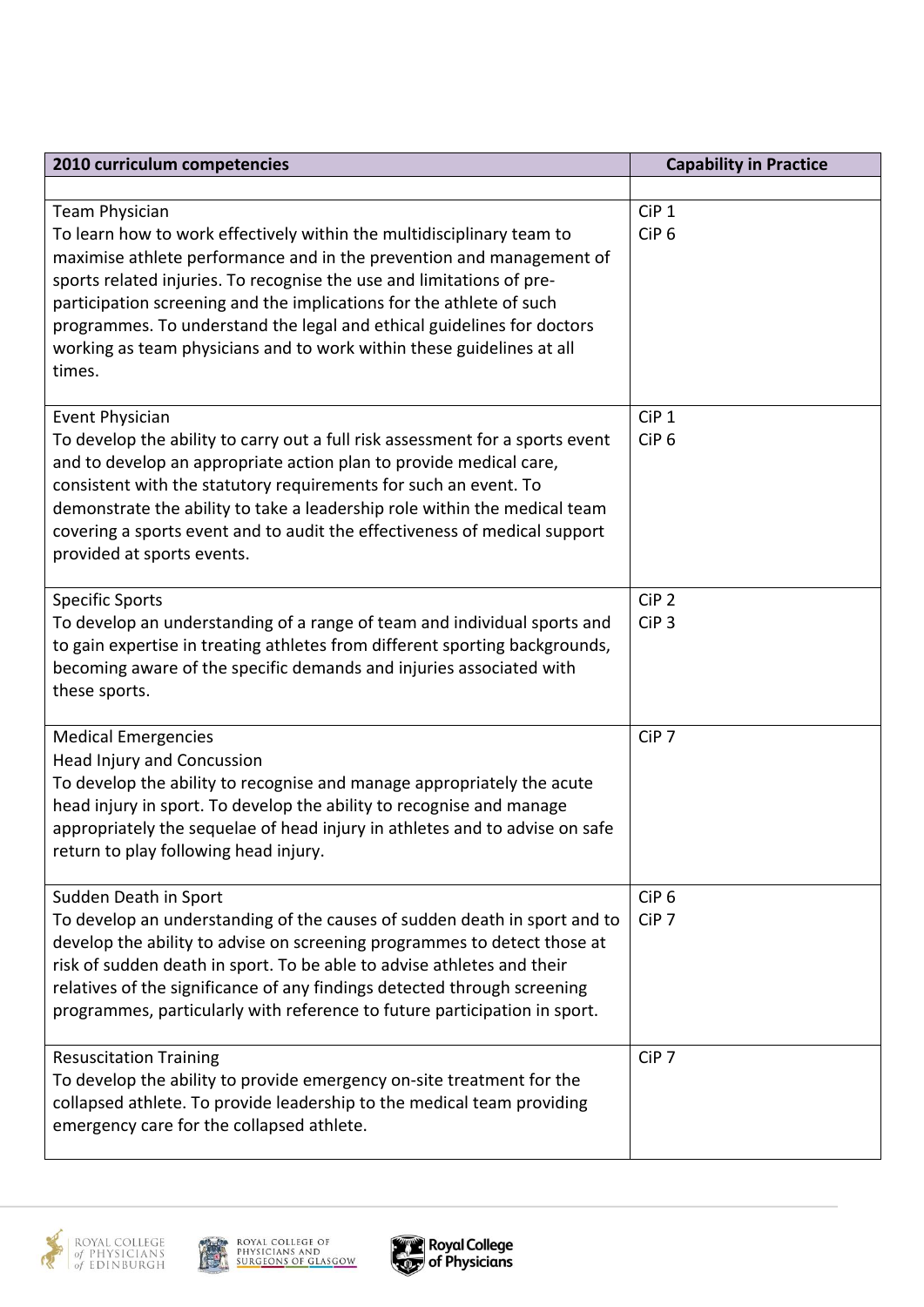| 2010 curriculum competencies | Capability in Practice |
|---|---|
| | |
| Team Physician<br>To learn how to work effectively within the multidisciplinary team to maximise athlete performance and in the prevention and management of sports related injuries. To recognise the use and limitations of pre-participation screening and the implications for the athlete of such programmes. To understand the legal and ethical guidelines for doctors working as team physicians and to work within these guidelines at all times. | CiP 1<br>CiP 6 |
| Event Physician<br>To develop the ability to carry out a full risk assessment for a sports event and to develop an appropriate action plan to provide medical care, consistent with the statutory requirements for such an event. To demonstrate the ability to take a leadership role within the medical team covering a sports event and to audit the effectiveness of medical support provided at sports events. | CiP 1<br>CiP 6 |
| Specific Sports<br>To develop an understanding of a range of team and individual sports and to gain expertise in treating athletes from different sporting backgrounds, becoming aware of the specific demands and injuries associated with these sports. | CiP 2<br>CiP 3 |
| Medical Emergencies<br>Head Injury and Concussion<br>To develop the ability to recognise and manage appropriately the acute head injury in sport. To develop the ability to recognise and manage appropriately the sequelae of head injury in athletes and to advise on safe return to play following head injury. | CiP 7 |
| Sudden Death in Sport<br>To develop an understanding of the causes of sudden death in sport and to develop the ability to advise on screening programmes to detect those at risk of sudden death in sport. To be able to advise athletes and their relatives of the significance of any findings detected through screening programmes, particularly with reference to future participation in sport. | CiP 6<br>CiP 7 |
| Resuscitation Training<br>To develop the ability to provide emergency on-site treatment for the collapsed athlete. To provide leadership to the medical team providing emergency care for the collapsed athlete. | CiP 7 |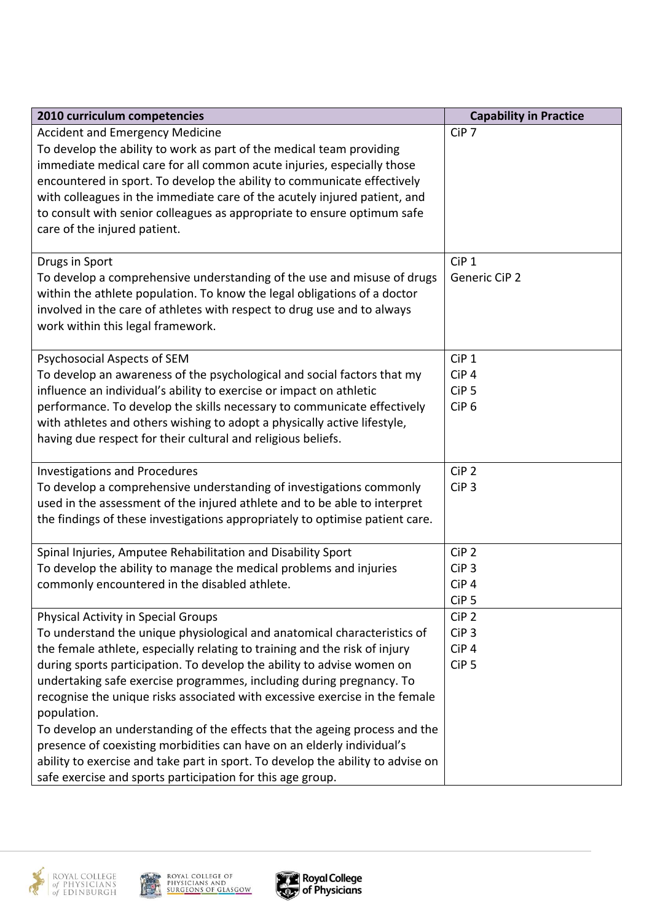| 2010 curriculum competencies | Capability in Practice |
|---|---|
| Accident and Emergency Medicine<br>To develop the ability to work as part of the medical team providing immediate medical care for all common acute injuries, especially those encountered in sport. To develop the ability to communicate effectively with colleagues in the immediate care of the acutely injured patient, and to consult with senior colleagues as appropriate to ensure optimum safe care of the injured patient. | CiP 7 |
| Drugs in Sport<br>To develop a comprehensive understanding of the use and misuse of drugs within the athlete population. To know the legal obligations of a doctor involved in the care of athletes with respect to drug use and to always work within this legal framework. | CiP 1<br>Generic CiP 2 |
| Psychosocial Aspects of SEM<br>To develop an awareness of the psychological and social factors that my influence an individual's ability to exercise or impact on athletic performance. To develop the skills necessary to communicate effectively with athletes and others wishing to adopt a physically active lifestyle, having due respect for their cultural and religious beliefs. | CiP 1<br>CiP 4<br>CiP 5<br>CiP 6 |
| Investigations and Procedures<br>To develop a comprehensive understanding of investigations commonly used in the assessment of the injured athlete and to be able to interpret the findings of these investigations appropriately to optimise patient care. | CiP 2<br>CiP 3 |
| Spinal Injuries, Amputee Rehabilitation and Disability Sport<br>To develop the ability to manage the medical problems and injuries commonly encountered in the disabled athlete. | CiP 2<br>CiP 3<br>CiP 4<br>CiP 5 |
| Physical Activity in Special Groups<br>To understand the unique physiological and anatomical characteristics of the female athlete, especially relating to training and the risk of injury during sports participation. To develop the ability to advise women on undertaking safe exercise programmes, including during pregnancy. To recognise the unique risks associated with excessive exercise in the female population.<br>To develop an understanding of the effects that the ageing process and the presence of coexisting morbidities can have on an elderly individual's ability to exercise and take part in sport. To develop the ability to advise on safe exercise and sports participation for this age group. | CiP 2<br>CiP 3<br>CiP 4<br>CiP 5 |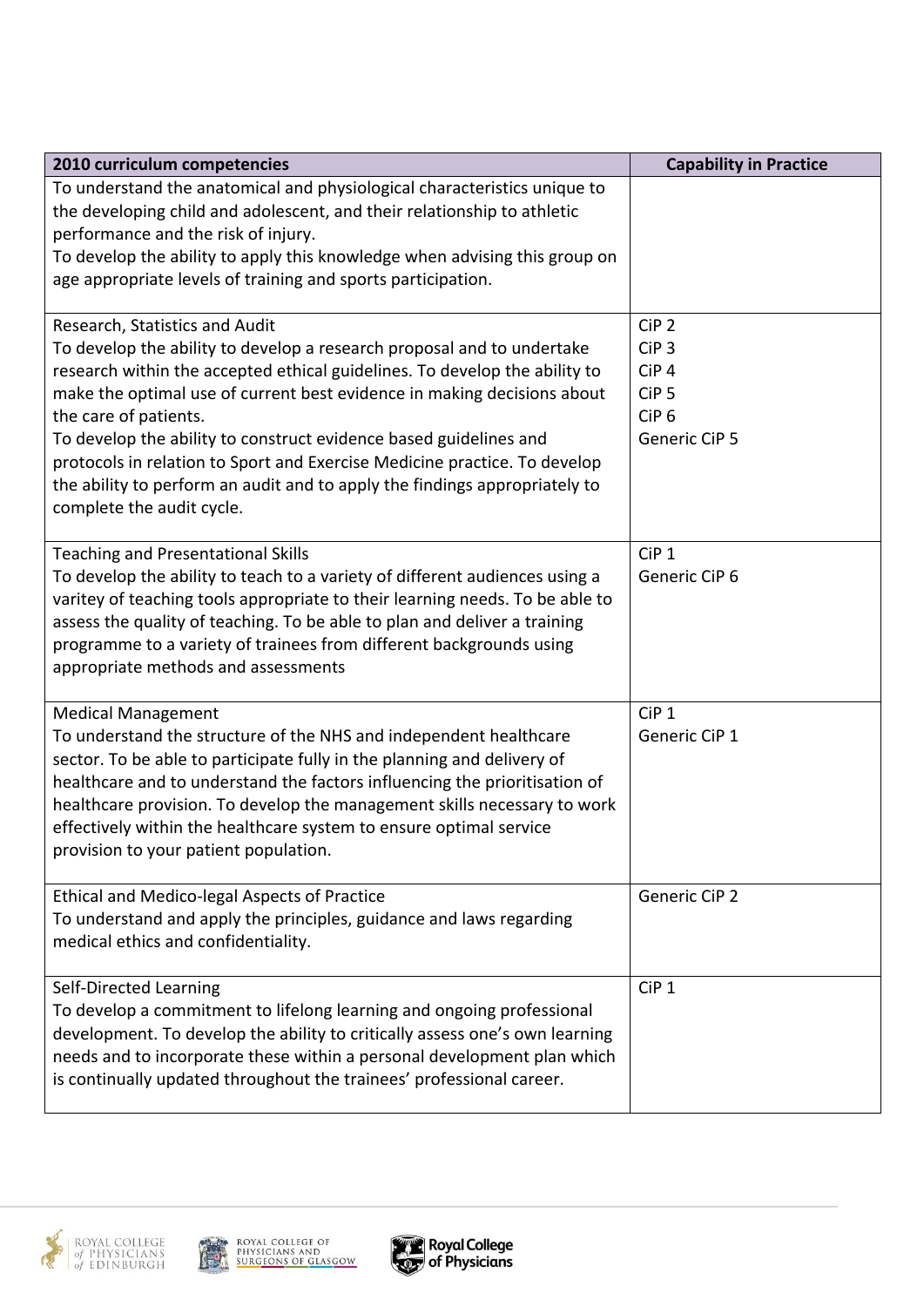| 2010 curriculum competencies | Capability in Practice |
|---|---|
| To understand the anatomical and physiological characteristics unique to the developing child and adolescent, and their relationship to athletic performance and the risk of injury.<br>To develop the ability to apply this knowledge when advising this group on age appropriate levels of training and sports participation. | |
| Research, Statistics and Audit<br>To develop the ability to develop a research proposal and to undertake research within the accepted ethical guidelines. To develop the ability to make the optimal use of current best evidence in making decisions about the care of patients.<br>To develop the ability to construct evidence based guidelines and protocols in relation to Sport and Exercise Medicine practice. To develop the ability to perform an audit and to apply the findings appropriately to complete the audit cycle. | CiP 2<br>CiP 3<br>CiP 4<br>CiP 5<br>CiP 6<br>Generic CiP 5 |
| Teaching and Presentational Skills<br>To develop the ability to teach to a variety of different audiences using a varitey of teaching tools appropriate to their learning needs. To be able to assess the quality of teaching. To be able to plan and deliver a training programme to a variety of trainees from different backgrounds using appropriate methods and assessments | CiP 1<br>Generic CiP 6 |
| Medical Management<br>To understand the structure of the NHS and independent healthcare sector. To be able to participate fully in the planning and delivery of healthcare and to understand the factors influencing the prioritisation of healthcare provision. To develop the management skills necessary to work effectively within the healthcare system to ensure optimal service provision to your patient population. | CiP 1<br>Generic CiP 1 |
| Ethical and Medico-legal Aspects of Practice<br>To understand and apply the principles, guidance and laws regarding medical ethics and confidentiality. | Generic CiP 2 |
| Self-Directed Learning<br>To develop a commitment to lifelong learning and ongoing professional development. To develop the ability to critically assess one's own learning needs and to incorporate these within a personal development plan which is continually updated throughout the trainees' professional career. | CiP 1 |